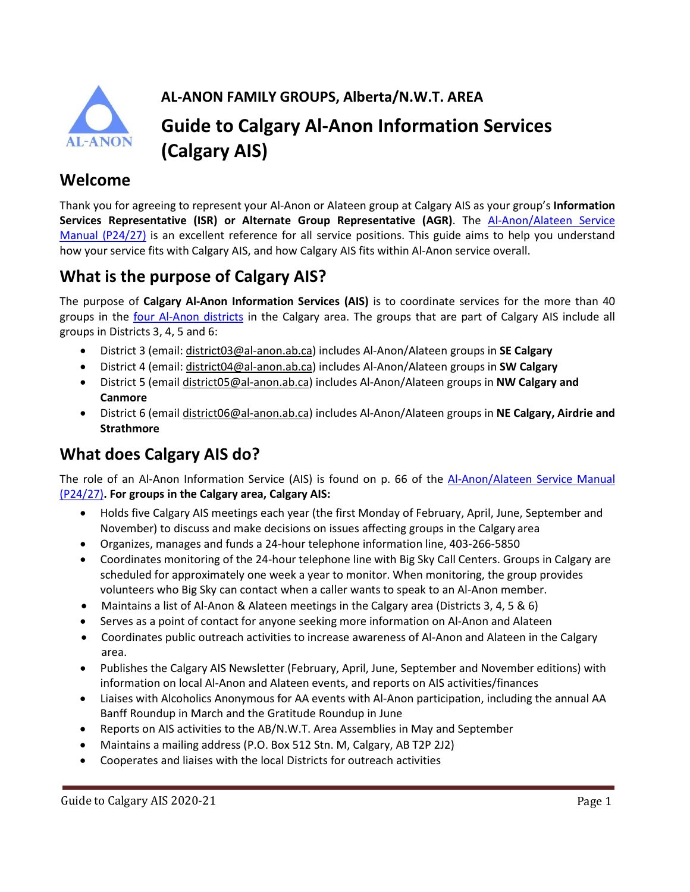AL-ANON FAMILY GROUPS, Alberta/N.W.T. AREA

# Guide to Calgary Al-Anon Information Services (Calgary AIS)

## Welcome

Thank you for agreeing to represent your Al-Anon or Alateen group at Calgary AIS as your group's **Information Services Representative (ISR) or Alternate Group Representative (AGR)**. The Al-Anon/Alateen Service Manual (P24/27) is an excellent reference for all service positions. This guide aims to help you understand how your service fits with Calgary AIS, and how Calgary AIS fits within Al-Anon service overall.

## What is the purpose of Calgary AIS?

The purpose of **Calgary Al-Anon Information Services (AIS)** is to coordinate services for the more than 40 groups in the four Al-Anon districts in the Calgary area. The groups that are part of Calgary AIS include all groups in Districts 3, 4, 5 and 6:

- District 3 (email: district03@al-anon.ab.ca) includes Al-Anon/Alateen groups in **SE Calgary**
- District 4 (email: district04@al-anon.ab.ca) includes Al-Anon/Alateen groups in **SW Calgary**
- District 5 (email district05@al-anon.ab.ca) includes Al-Anon/Alateen groups in **NW Calgary and Canmore**
- District 6 (email district06@al-anon.ab.ca) includes Al-Anon/Alateen groups in **NE Calgary, Airdrie and Strathmore**

## What does Calgary AIS do?

The role of an Al-Anon Information Service (AIS) is found on p. 66 of the Al-Anon/Alateen Service Manual (P24/27)**. For groups in the Calgary area, Calgary AIS:**

- Holds five Calgary AIS meetings each year (the first Monday of February, April, June, September and November) to discuss and make decisions on issues affecting groups in the Calgary area
- Organizes, manages and funds a 24-hour telephone information line, 403-266-5850
- Coordinates monitoring of the 24-hour telephone line with Big Sky Call Centers. Groups in Calgary are scheduled for approximately one week a year to monitor. When monitoring, the group provides volunteers who Big Sky can contact when a caller wants to speak to an Al-Anon member.
- Maintains a list of Al-Anon & Alateen meetings in the Calgary area (Districts 3, 4, 5 & 6)
- Serves as a point of contact for anyone seeking more information on Al-Anon and Alateen
- Coordinates public outreach activities to increase awareness of Al-Anon and Alateen in the Calgary area.
- Publishes the Calgary AIS Newsletter (February, April, June, September and November editions) with information on local Al-Anon and Alateen events, and reports on AIS activities/finances
- Liaises with Alcoholics Anonymous for AA events with Al-Anon participation, including the annual AA Banff Roundup in March and the Gratitude Roundup in June
- Reports on AIS activities to the AB/N.W.T. Area Assemblies in May and September
- Maintains a mailing address (P.O. Box 512 Stn. M, Calgary, AB T2P 2J2)
- Cooperates and liaises with the local Districts for outreach activities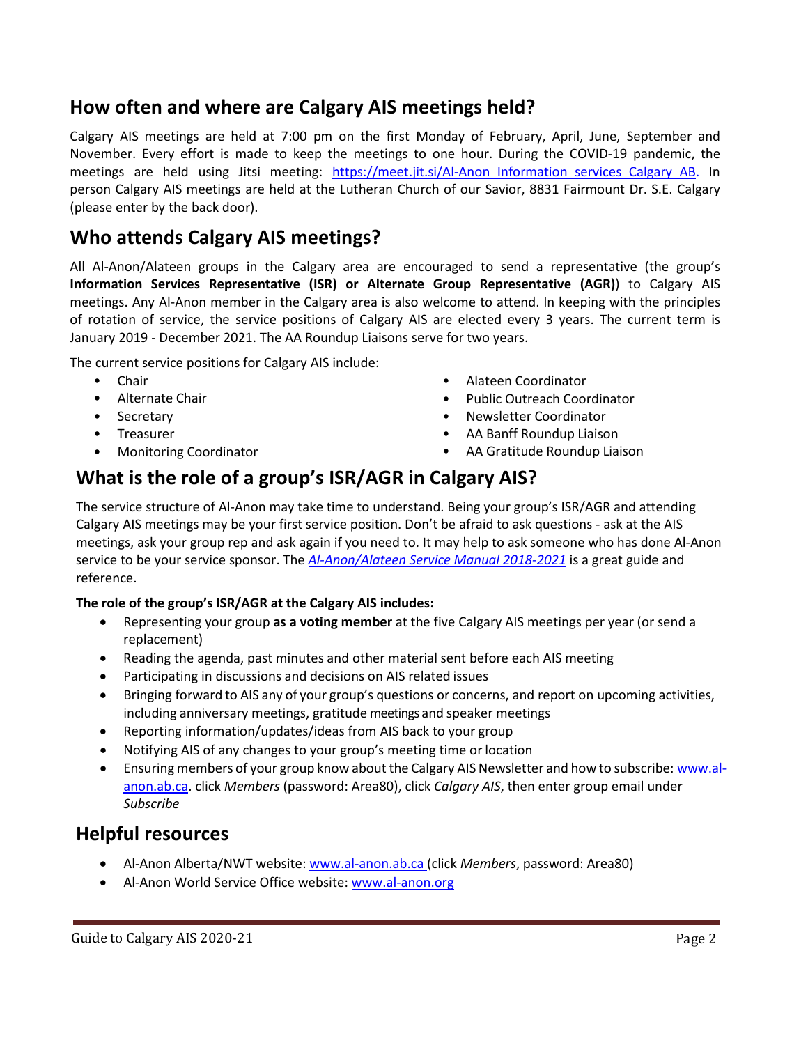## How often and where are Calgary AIS meetings held?

Calgary AIS meetings are held at 7:00 pm on the first Monday of February, April, June, September and November. Every effort is made to keep the meetings to one hour. During the COVID-19 pandemic, the meetings are held using Jitsi meeting: https://meet.jit.si/Al-Anon_Information_services_Calgary_AB. In person Calgary AIS meetings are held at the Lutheran Church of our Savior, 8831 Fairmount Dr. S.E. Calgary (please enter by the back door).

## Who attends Calgary AIS meetings?

All Al-Anon/Alateen groups in the Calgary area are encouraged to send a representative (the group's **Information Services Representative (ISR) or Alternate Group Representative (AGR)**) to Calgary AIS meetings. Any Al-Anon member in the Calgary area is also welcome to attend. In keeping with the principles of rotation of service, the service positions of Calgary AIS are elected every 3 years. The current term is January 2019 - December 2021. The AA Roundup Liaisons serve for two years.

The current service positions for Calgary AIS include:

- Chair
- Alternate Chair
- Secretary
- Treasurer
- Monitoring Coordinator
- Alateen Coordinator
- Public Outreach Coordinator
- Newsletter Coordinator
- AA Banff Roundup Liaison
- AA Gratitude Roundup Liaison

## What is the role of a group's ISR/AGR in Calgary AIS?

The service structure of Al-Anon may take time to understand. Being your group's ISR/AGR and attending Calgary AIS meetings may be your first service position. Don't be afraid to ask questions - ask at the AIS meetings, ask your group rep and ask again if you need to. It may help to ask someone who has done Al-Anon service to be your service sponsor. The *Al-Anon/Alateen Service Manual 2018-2021* is a great guide and reference.

**The role of the group's ISR/AGR at the Calgary AIS includes:**

- Representing your group **as a voting member** at the five Calgary AIS meetings per year (or send a replacement)
- Reading the agenda, past minutes and other material sent before each AIS meeting
- Participating in discussions and decisions on AIS related issues
- Bringing forward to AIS any of your group's questions or concerns, and report on upcoming activities, including anniversary meetings, gratitude meetings and speaker meetings
- Reporting information/updates/ideas from AIS back to your group
- Notifying AIS of any changes to your group's meeting time or location
- Ensuring members of your group know about the Calgary AIS Newsletter and how to subscribe: www.al-anon.ab.ca. click *Members* (password: Area80), click *Calgary AIS*, then enter group email under *Subscribe*

## Helpful resources

- Al-Anon Alberta/NWT website: www.al-anon.ab.ca (click *Members*, password: Area80)
- Al-Anon World Service Office website: www.al-anon.org